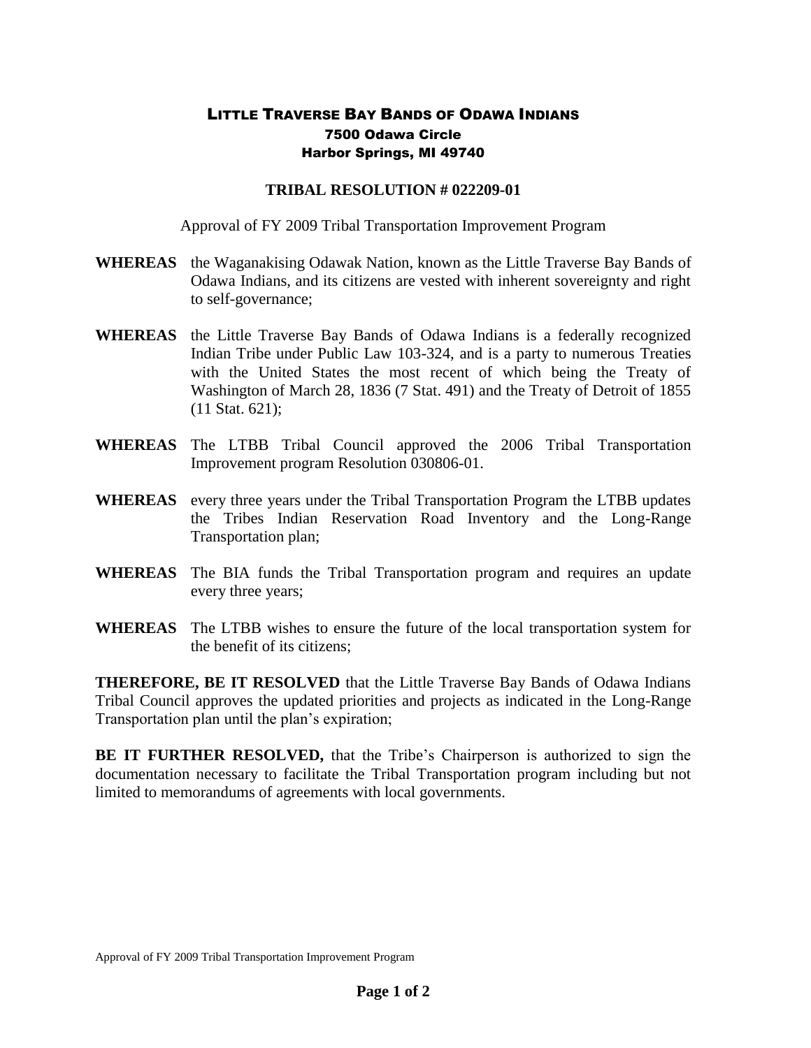# LITTLE TRAVERSE BAY BANDS OF ODAWA INDIANS

**7500 Odawa Circle**
**Harbor Springs, MI 49740**

## TRIBAL RESOLUTION # 022209-01

Approval of FY 2009 Tribal Transportation Improvement Program

**WHEREAS** the Waganakising Odawak Nation, known as the Little Traverse Bay Bands of Odawa Indians, and its citizens are vested with inherent sovereignty and right to self-governance;

**WHEREAS** the Little Traverse Bay Bands of Odawa Indians is a federally recognized Indian Tribe under Public Law 103-324, and is a party to numerous Treaties with the United States the most recent of which being the Treaty of Washington of March 28, 1836 (7 Stat. 491) and the Treaty of Detroit of 1855 (11 Stat. 621);

**WHEREAS** The LTBB Tribal Council approved the 2006 Tribal Transportation Improvement program Resolution 030806-01.

**WHEREAS** every three years under the Tribal Transportation Program the LTBB updates the Tribes Indian Reservation Road Inventory and the Long-Range Transportation plan;

**WHEREAS** The BIA funds the Tribal Transportation program and requires an update every three years;

**WHEREAS** The LTBB wishes to ensure the future of the local transportation system for the benefit of its citizens;

**THEREFORE, BE IT RESOLVED** that the Little Traverse Bay Bands of Odawa Indians Tribal Council approves the updated priorities and projects as indicated in the Long-Range Transportation plan until the plan's expiration;

**BE IT FURTHER RESOLVED,** that the Tribe's Chairperson is authorized to sign the documentation necessary to facilitate the Tribal Transportation program including but not limited to memorandums of agreements with local governments.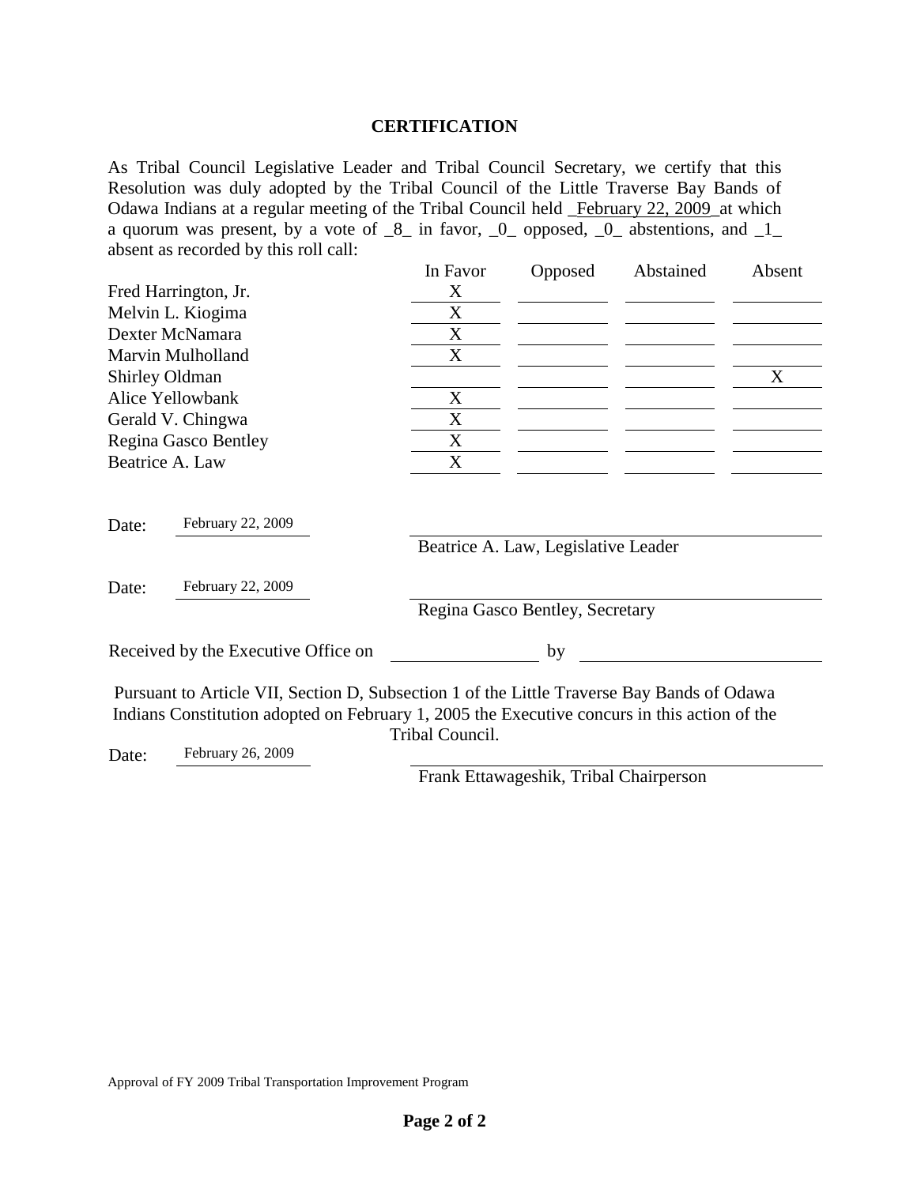## CERTIFICATION

As Tribal Council Legislative Leader and Tribal Council Secretary, we certify that this Resolution was duly adopted by the Tribal Council of the Little Traverse Bay Bands of Odawa Indians at a regular meeting of the Tribal Council held _February 22, 2009_ at which a quorum was present, by a vote of _8_ in favor, _0_ opposed, _0_ abstentions, and _1_ absent as recorded by this roll call:

| | In Favor | Opposed | Abstained | Absent |
|---|---|---|---|---|
| Fred Harrington, Jr. | X | | | |
| Melvin L. Kiogima | X | | | |
| Dexter McNamara | X | | | |
| Marvin Mulholland | X | | | |
| Shirley Oldman | | | | X |
| Alice Yellowbank | X | | | |
| Gerald V. Chingwa | X | | | |
| Regina Gasco Bentley | X | | | |
| Beatrice A. Law | X | | | |

Date: February 22, 2009 ______________________________
Beatrice A. Law, Legislative Leader

Date: February 22, 2009 ______________________________
Regina Gasco Bentley, Secretary

Received by the Executive Office on ______________ by ______________________

Pursuant to Article VII, Section D, Subsection 1 of the Little Traverse Bay Bands of Odawa Indians Constitution adopted on February 1, 2005 the Executive concurs in this action of the Tribal Council.

Date: February 26, 2009 ______________________________
Frank Ettawageshik, Tribal Chairperson

Approval of FY 2009 Tribal Transportation Improvement Program